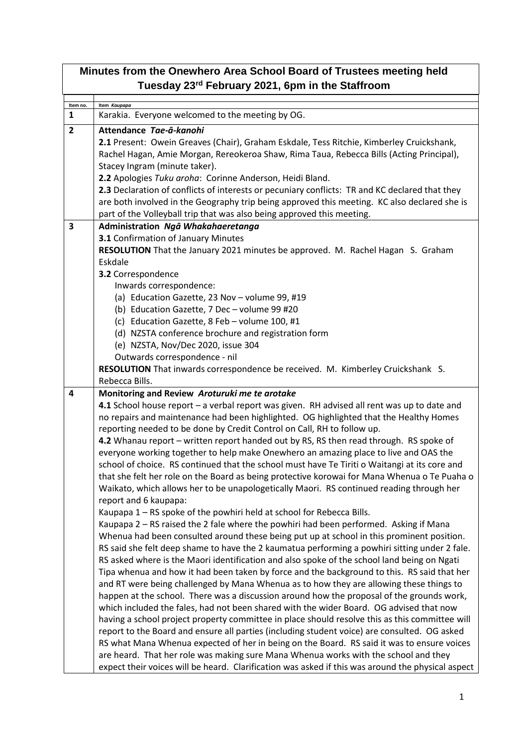# Minutes from the Onewhero Area School Board of Trustees meeting held Tuesday 23rd February 2021, 6pm in the Staffroom

| Item no. | Item *Kaupapa* |
|---|---|
| **1** | Karakia. Everyone welcomed to the meeting by OG. |
| **2** | **Attendance *Tae-ā-kanohi***<br>**2.1** Present: Owein Greaves (Chair), Graham Eskdale, Tess Ritchie, Kimberley Cruickshank, Rachel Hagan, Amie Morgan, Rereokeroa Shaw, Rima Taua, Rebecca Bills (Acting Principal), Stacey Ingram (minute taker).<br>**2.2** Apologies *Tuku aroha*: Corinne Anderson, Heidi Bland.<br>**2.3** Declaration of conflicts of interests or pecuniary conflicts: TR and KC declared that they are both involved in the Geography trip being approved this meeting. KC also declared she is part of the Volleyball trip that was also being approved this meeting. |
| **3** | **Administration *Ngā Whakahaeretanga***<br>**3.1** Confirmation of January Minutes<br>**RESOLUTION** That the January 2021 minutes be approved. M. Rachel Hagan S. Graham Eskdale<br>**3.2** Correspondence<br>Inwards correspondence:<br>(a) Education Gazette, 23 Nov – volume 99, #19<br>(b) Education Gazette, 7 Dec – volume 99 #20<br>(c) Education Gazette, 8 Feb – volume 100, #1<br>(d) NZSTA conference brochure and registration form<br>(e) NZSTA, Nov/Dec 2020, issue 304<br>Outwards correspondence - nil<br>**RESOLUTION** That inwards correspondence be received. M. Kimberley Cruickshank S. Rebecca Bills. |
| **4** | **Monitoring and Review *Aroturuki me te arotake***<br>**4.1** School house report – a verbal report was given. RH advised all rent was up to date and no repairs and maintenance had been highlighted. OG highlighted that the Healthy Homes reporting needed to be done by Credit Control on Call, RH to follow up.<br>**4.2** Whanau report – written report handed out by RS, RS then read through. RS spoke of everyone working together to help make Onewhero an amazing place to live and OAS the school of choice. RS continued that the school must have Te Tiriti o Waitangi at its core and that she felt her role on the Board as being protective korowai for Mana Whenua o Te Puaha o Waikato, which allows her to be unapologetically Maori. RS continued reading through her report and 6 kaupapa:<br>Kaupapa 1 – RS spoke of the powhiri held at school for Rebecca Bills.<br>Kaupapa 2 – RS raised the 2 fale where the powhiri had been performed. Asking if Mana Whenua had been consulted around these being put up at school in this prominent position. RS said she felt deep shame to have the 2 kaumatua performing a powhiri sitting under 2 fale. RS asked where is the Maori identification and also spoke of the school land being on Ngati Tipa whenua and how it had been taken by force and the background to this. RS said that her and RT were being challenged by Mana Whenua as to how they are allowing these things to happen at the school. There was a discussion around how the proposal of the grounds work, which included the fales, had not been shared with the wider Board. OG advised that now having a school project property committee in place should resolve this as this committee will report to the Board and ensure all parties (including student voice) are consulted. OG asked RS what Mana Whenua expected of her in being on the Board. RS said it was to ensure voices are heard. That her role was making sure Mana Whenua works with the school and they expect their voices will be heard. Clarification was asked if this was around the physical aspect |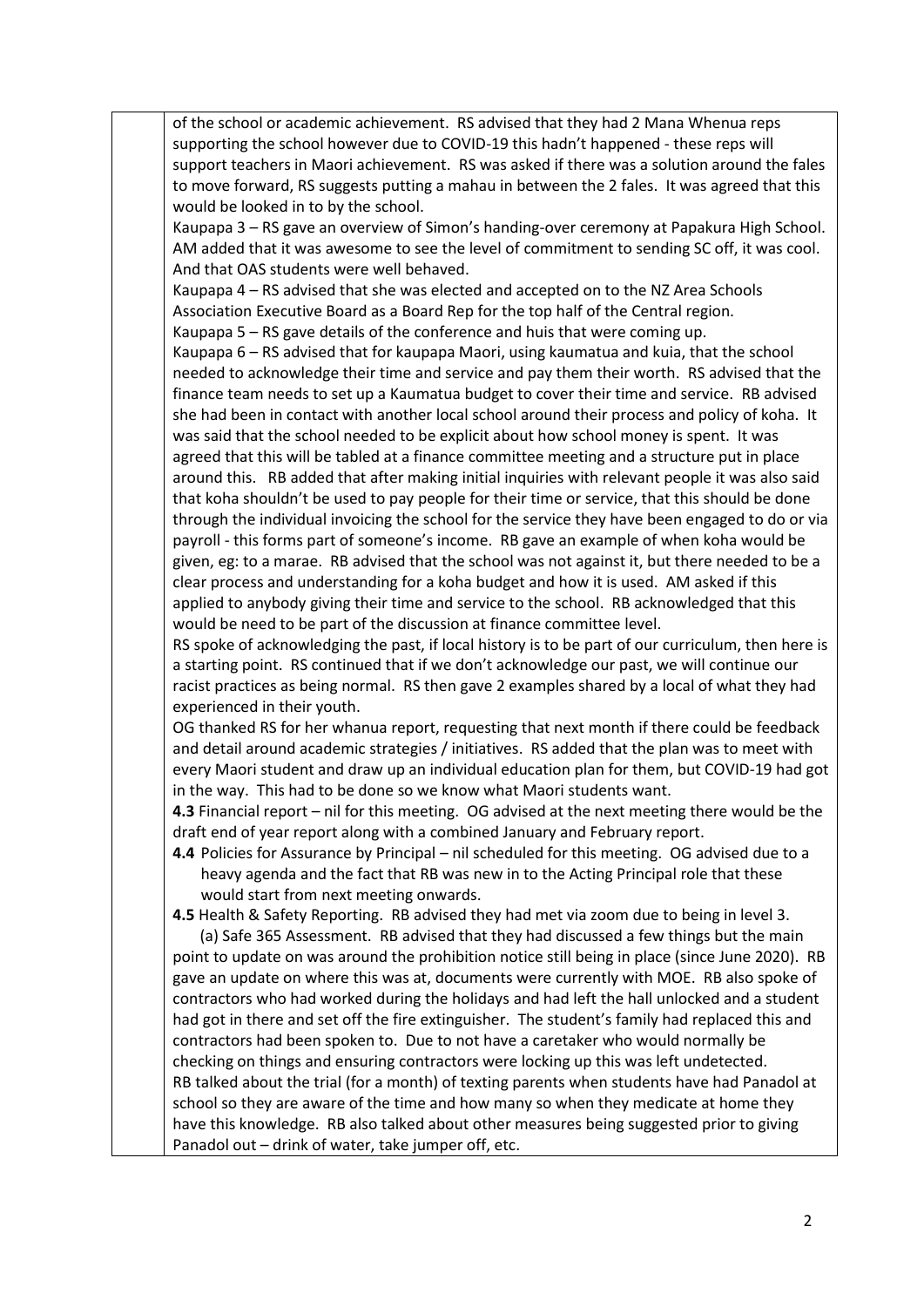of the school or academic achievement. RS advised that they had 2 Mana Whenua reps supporting the school however due to COVID-19 this hadn't happened - these reps will support teachers in Maori achievement. RS was asked if there was a solution around the fales to move forward, RS suggests putting a mahau in between the 2 fales. It was agreed that this would be looked in to by the school.

Kaupapa 3 – RS gave an overview of Simon's handing-over ceremony at Papakura High School. AM added that it was awesome to see the level of commitment to sending SC off, it was cool. And that OAS students were well behaved.

Kaupapa 4 – RS advised that she was elected and accepted on to the NZ Area Schools Association Executive Board as a Board Rep for the top half of the Central region.

Kaupapa 5 – RS gave details of the conference and huis that were coming up.

Kaupapa 6 – RS advised that for kaupapa Maori, using kaumatua and kuia, that the school needed to acknowledge their time and service and pay them their worth. RS advised that the finance team needs to set up a Kaumatua budget to cover their time and service. RB advised she had been in contact with another local school around their process and policy of koha. It was said that the school needed to be explicit about how school money is spent. It was agreed that this will be tabled at a finance committee meeting and a structure put in place around this. RB added that after making initial inquiries with relevant people it was also said that koha shouldn't be used to pay people for their time or service, that this should be done through the individual invoicing the school for the service they have been engaged to do or via payroll - this forms part of someone's income. RB gave an example of when koha would be given, eg: to a marae. RB advised that the school was not against it, but there needed to be a clear process and understanding for a koha budget and how it is used. AM asked if this applied to anybody giving their time and service to the school. RB acknowledged that this would be need to be part of the discussion at finance committee level.

RS spoke of acknowledging the past, if local history is to be part of our curriculum, then here is a starting point. RS continued that if we don't acknowledge our past, we will continue our racist practices as being normal. RS then gave 2 examples shared by a local of what they had experienced in their youth.

OG thanked RS for her whanua report, requesting that next month if there could be feedback and detail around academic strategies / initiatives. RS added that the plan was to meet with every Maori student and draw up an individual education plan for them, but COVID-19 had got in the way. This had to be done so we know what Maori students want.

**4.3** Financial report – nil for this meeting. OG advised at the next meeting there would be the draft end of year report along with a combined January and February report.

**4.4** Policies for Assurance by Principal – nil scheduled for this meeting. OG advised due to a heavy agenda and the fact that RB was new in to the Acting Principal role that these would start from next meeting onwards.

**4.5** Health & Safety Reporting. RB advised they had met via zoom due to being in level 3.

(a) Safe 365 Assessment. RB advised that they had discussed a few things but the main point to update on was around the prohibition notice still being in place (since June 2020). RB gave an update on where this was at, documents were currently with MOE. RB also spoke of contractors who had worked during the holidays and had left the hall unlocked and a student had got in there and set off the fire extinguisher. The student's family had replaced this and contractors had been spoken to. Due to not have a caretaker who would normally be checking on things and ensuring contractors were locking up this was left undetected.

RB talked about the trial (for a month) of texting parents when students have had Panadol at school so they are aware of the time and how many so when they medicate at home they have this knowledge. RB also talked about other measures being suggested prior to giving Panadol out – drink of water, take jumper off, etc.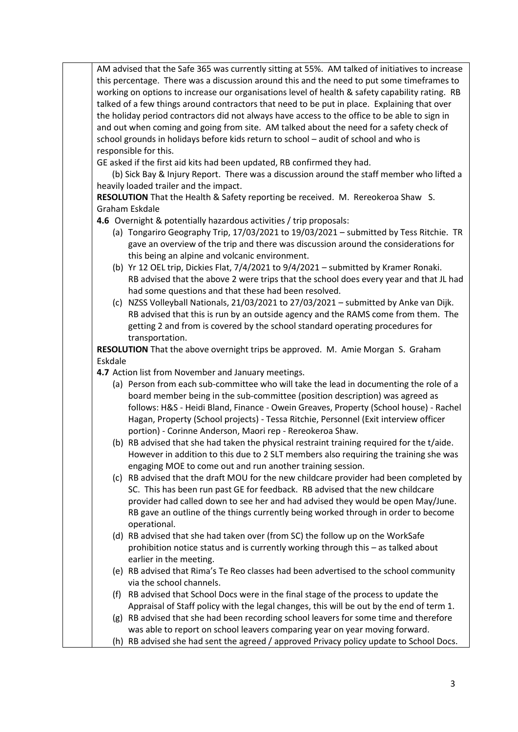AM advised that the Safe 365 was currently sitting at 55%. AM talked of initiatives to increase this percentage. There was a discussion around this and the need to put some timeframes to working on options to increase our organisations level of health & safety capability rating. RB talked of a few things around contractors that need to be put in place. Explaining that over the holiday period contractors did not always have access to the office to be able to sign in and out when coming and going from site. AM talked about the need for a safety check of school grounds in holidays before kids return to school – audit of school and who is responsible for this.

GE asked if the first aid kits had been updated, RB confirmed they had.

(b) Sick Bay & Injury Report. There was a discussion around the staff member who lifted a heavily loaded trailer and the impact.

**RESOLUTION** That the Health & Safety reporting be received. M. Rereokeroa Shaw S. Graham Eskdale

**4.6** Overnight & potentially hazardous activities / trip proposals:

(a) Tongariro Geography Trip, 17/03/2021 to 19/03/2021 – submitted by Tess Ritchie. TR gave an overview of the trip and there was discussion around the considerations for this being an alpine and volcanic environment.

(b) Yr 12 OEL trip, Dickies Flat, 7/4/2021 to 9/4/2021 – submitted by Kramer Ronaki. RB advised that the above 2 were trips that the school does every year and that JL had had some questions and that these had been resolved.

(c) NZSS Volleyball Nationals, 21/03/2021 to 27/03/2021 – submitted by Anke van Dijk. RB advised that this is run by an outside agency and the RAMS come from them. The getting 2 and from is covered by the school standard operating procedures for transportation.

**RESOLUTION** That the above overnight trips be approved. M. Amie Morgan S. Graham Eskdale

**4.7** Action list from November and January meetings.

(a) Person from each sub-committee who will take the lead in documenting the role of a board member being in the sub-committee (position description) was agreed as follows: H&S - Heidi Bland, Finance - Owein Greaves, Property (School house) - Rachel Hagan, Property (School projects) - Tessa Ritchie, Personnel (Exit interview officer portion) - Corinne Anderson, Maori rep - Rereokeroa Shaw.

(b) RB advised that she had taken the physical restraint training required for the t/aide. However in addition to this due to 2 SLT members also requiring the training she was engaging MOE to come out and run another training session.

(c) RB advised that the draft MOU for the new childcare provider had been completed by SC. This has been run past GE for feedback. RB advised that the new childcare provider had called down to see her and had advised they would be open May/June. RB gave an outline of the things currently being worked through in order to become operational.

(d) RB advised that she had taken over (from SC) the follow up on the WorkSafe prohibition notice status and is currently working through this – as talked about earlier in the meeting.

(e) RB advised that Rima's Te Reo classes had been advertised to the school community via the school channels.

(f) RB advised that School Docs were in the final stage of the process to update the Appraisal of Staff policy with the legal changes, this will be out by the end of term 1.

(g) RB advised that she had been recording school leavers for some time and therefore was able to report on school leavers comparing year on year moving forward.

(h) RB advised she had sent the agreed / approved Privacy policy update to School Docs.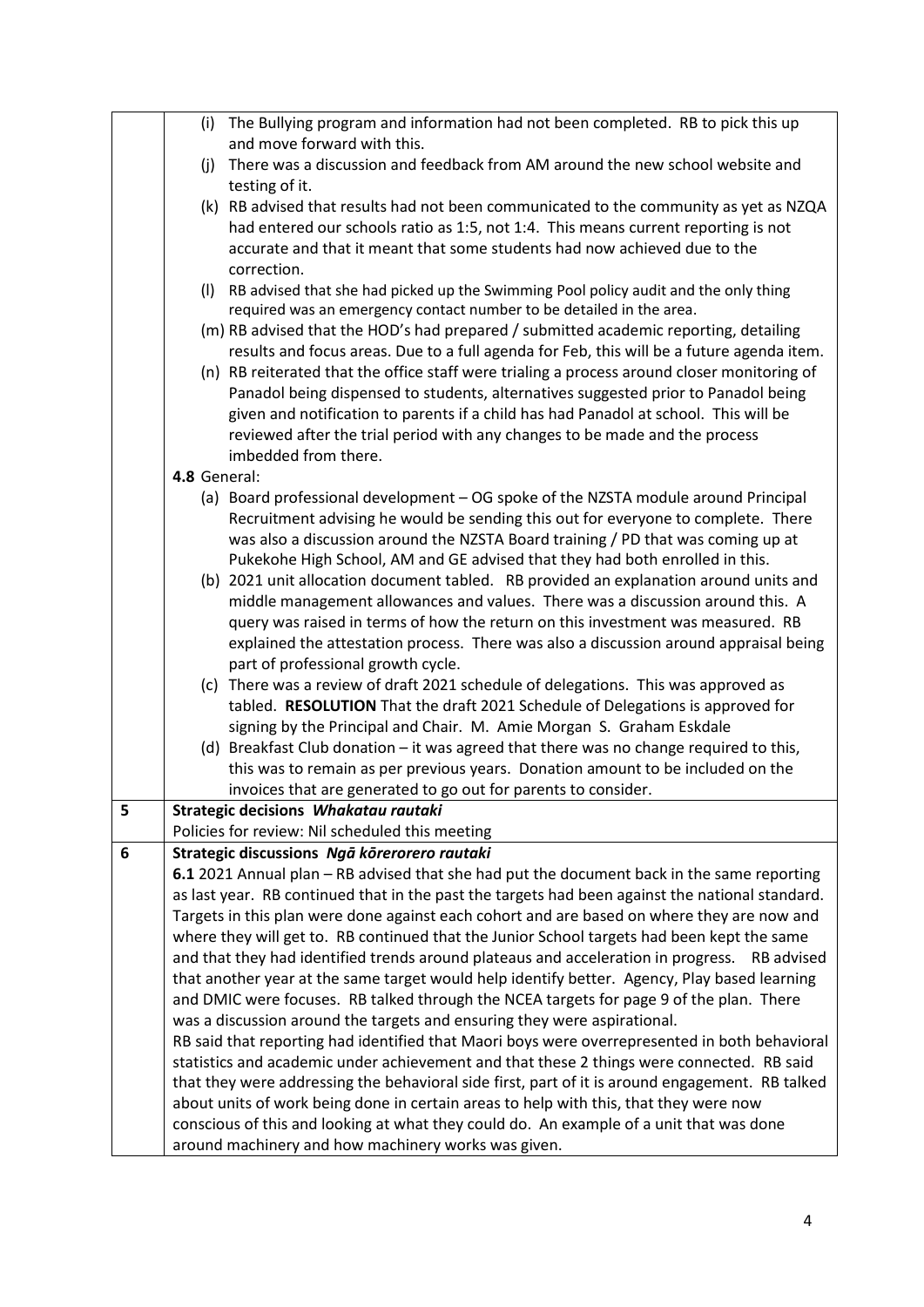| | |
|---|---|
| | (i) The Bullying program and information had not been completed. RB to pick this up and move forward with this.<br>(j) There was a discussion and feedback from AM around the new school website and testing of it.<br>(k) RB advised that results had not been communicated to the community as yet as NZQA had entered our schools ratio as 1:5, not 1:4. This means current reporting is not accurate and that it meant that some students had now achieved due to the correction.<br>(l) RB advised that she had picked up the Swimming Pool policy audit and the only thing required was an emergency contact number to be detailed in the area.<br>(m) RB advised that the HOD's had prepared / submitted academic reporting, detailing results and focus areas. Due to a full agenda for Feb, this will be a future agenda item.<br>(n) RB reiterated that the office staff were trialing a process around closer monitoring of Panadol being dispensed to students, alternatives suggested prior to Panadol being given and notification to parents if a child has had Panadol at school. This will be reviewed after the trial period with any changes to be made and the process imbedded from there.<br>**4.8** General:<br>(a) Board professional development – OG spoke of the NZSTA module around Principal Recruitment advising he would be sending this out for everyone to complete. There was also a discussion around the NZSTA Board training / PD that was coming up at Pukekohe High School, AM and GE advised that they had both enrolled in this.<br>(b) 2021 unit allocation document tabled. RB provided an explanation around units and middle management allowances and values. There was a discussion around this. A query was raised in terms of how the return on this investment was measured. RB explained the attestation process. There was also a discussion around appraisal being part of professional growth cycle.<br>(c) There was a review of draft 2021 schedule of delegations. This was approved as tabled. **RESOLUTION** That the draft 2021 Schedule of Delegations is approved for signing by the Principal and Chair. M. Amie Morgan S. Graham Eskdale<br>(d) Breakfast Club donation – it was agreed that there was no change required to this, this was to remain as per previous years. Donation amount to be included on the invoices that are generated to go out for parents to consider. |
| **5** | **Strategic decisions** ***Whakatau rautaki***<br>Policies for review: Nil scheduled this meeting |
| **6** | **Strategic discussions** ***Ngā kōrerorero rautaki***<br>**6.1** 2021 Annual plan – RB advised that she had put the document back in the same reporting as last year. RB continued that in the past the targets had been against the national standard. Targets in this plan were done against each cohort and are based on where they are now and where they will get to. RB continued that the Junior School targets had been kept the same and that they had identified trends around plateaus and acceleration in progress. RB advised that another year at the same target would help identify better. Agency, Play based learning and DMIC were focuses. RB talked through the NCEA targets for page 9 of the plan. There was a discussion around the targets and ensuring they were aspirational.<br>RB said that reporting had identified that Maori boys were overrepresented in both behavioral statistics and academic under achievement and that these 2 things were connected. RB said that they were addressing the behavioral side first, part of it is around engagement. RB talked about units of work being done in certain areas to help with this, that they were now conscious of this and looking at what they could do. An example of a unit that was done around machinery and how machinery works was given. |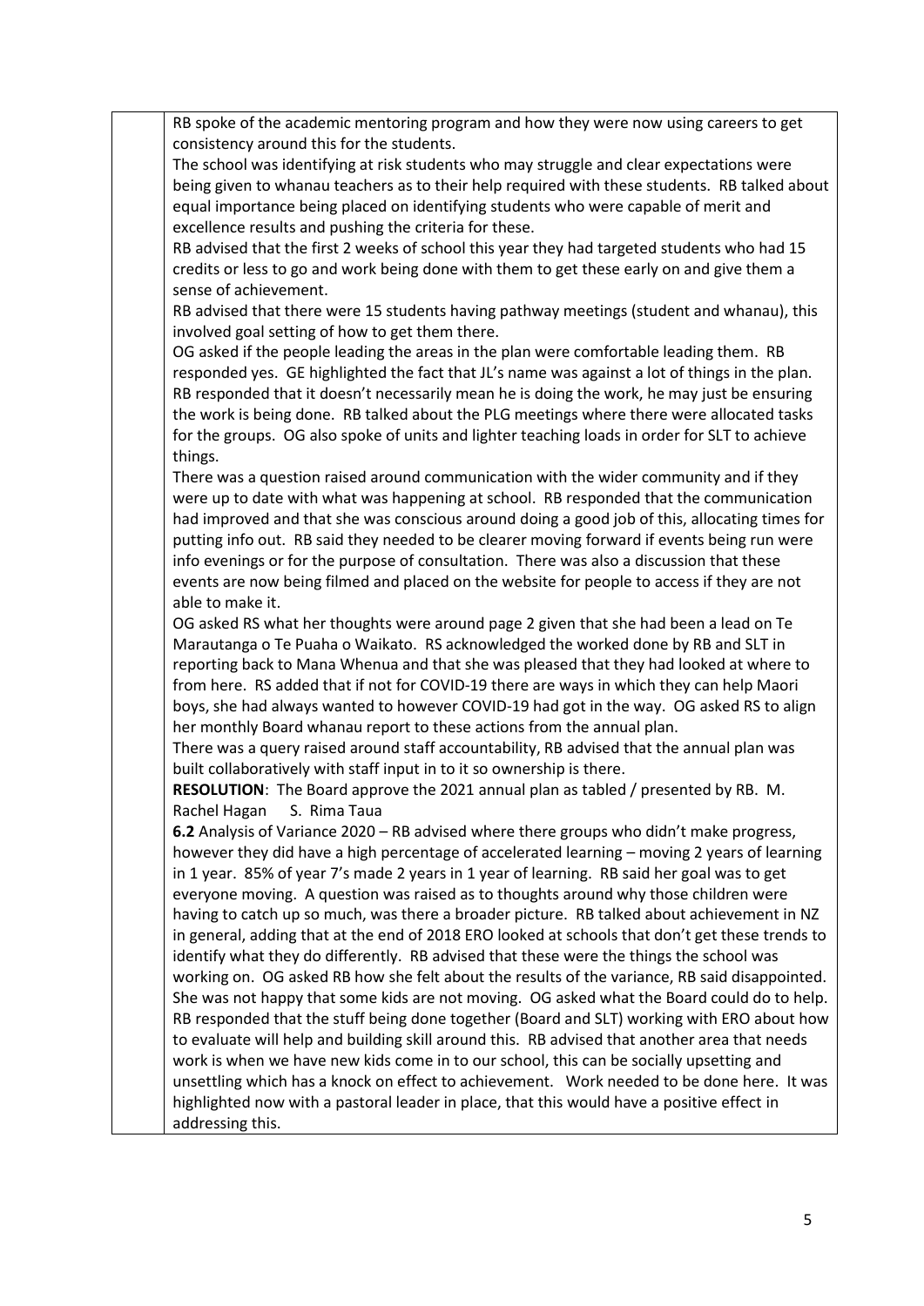RB spoke of the academic mentoring program and how they were now using careers to get consistency around this for the students.

The school was identifying at risk students who may struggle and clear expectations were being given to whanau teachers as to their help required with these students. RB talked about equal importance being placed on identifying students who were capable of merit and excellence results and pushing the criteria for these.

RB advised that the first 2 weeks of school this year they had targeted students who had 15 credits or less to go and work being done with them to get these early on and give them a sense of achievement.

RB advised that there were 15 students having pathway meetings (student and whanau), this involved goal setting of how to get them there.

OG asked if the people leading the areas in the plan were comfortable leading them. RB responded yes. GE highlighted the fact that JL's name was against a lot of things in the plan. RB responded that it doesn't necessarily mean he is doing the work, he may just be ensuring the work is being done. RB talked about the PLG meetings where there were allocated tasks for the groups. OG also spoke of units and lighter teaching loads in order for SLT to achieve things.

There was a question raised around communication with the wider community and if they were up to date with what was happening at school. RB responded that the communication had improved and that she was conscious around doing a good job of this, allocating times for putting info out. RB said they needed to be clearer moving forward if events being run were info evenings or for the purpose of consultation. There was also a discussion that these events are now being filmed and placed on the website for people to access if they are not able to make it.

OG asked RS what her thoughts were around page 2 given that she had been a lead on Te Marautanga o Te Puaha o Waikato. RS acknowledged the worked done by RB and SLT in reporting back to Mana Whenua and that she was pleased that they had looked at where to from here. RS added that if not for COVID-19 there are ways in which they can help Maori boys, she had always wanted to however COVID-19 had got in the way. OG asked RS to align her monthly Board whanau report to these actions from the annual plan.

There was a query raised around staff accountability, RB advised that the annual plan was built collaboratively with staff input in to it so ownership is there.

**RESOLUTION**: The Board approve the 2021 annual plan as tabled / presented by RB. M. Rachel Hagan S. Rima Taua

**6.2** Analysis of Variance 2020 – RB advised where there groups who didn't make progress, however they did have a high percentage of accelerated learning – moving 2 years of learning in 1 year. 85% of year 7's made 2 years in 1 year of learning. RB said her goal was to get everyone moving. A question was raised as to thoughts around why those children were having to catch up so much, was there a broader picture. RB talked about achievement in NZ in general, adding that at the end of 2018 ERO looked at schools that don't get these trends to identify what they do differently. RB advised that these were the things the school was working on. OG asked RB how she felt about the results of the variance, RB said disappointed. She was not happy that some kids are not moving. OG asked what the Board could do to help. RB responded that the stuff being done together (Board and SLT) working with ERO about how to evaluate will help and building skill around this. RB advised that another area that needs work is when we have new kids come in to our school, this can be socially upsetting and unsettling which has a knock on effect to achievement. Work needed to be done here. It was highlighted now with a pastoral leader in place, that this would have a positive effect in addressing this.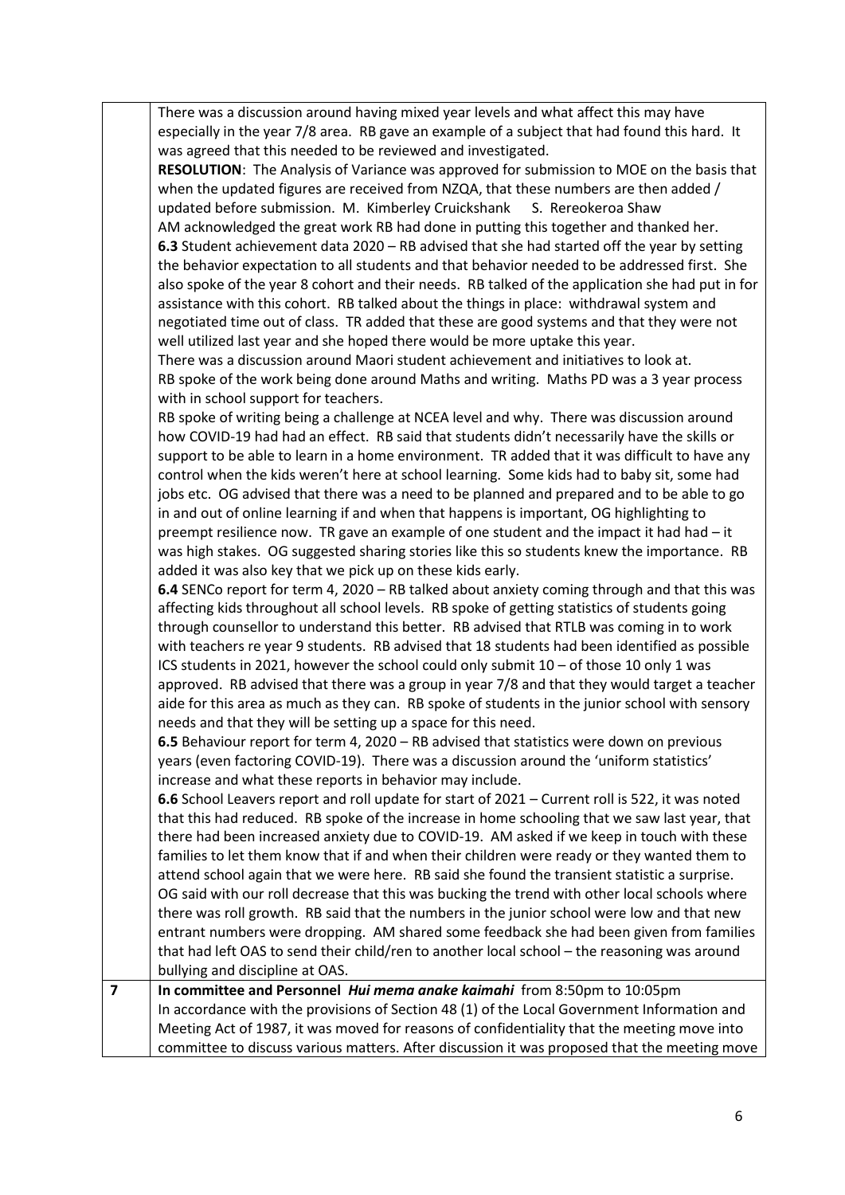| | |
|---|---|
| | There was a discussion around having mixed year levels and what affect this may have especially in the year 7/8 area. RB gave an example of a subject that had found this hard. It was agreed that this needed to be reviewed and investigated.<br>**RESOLUTION**: The Analysis of Variance was approved for submission to MOE on the basis that when the updated figures are received from NZQA, that these numbers are then added / updated before submission. M. Kimberley Cruickshank S. Rereokeroa Shaw<br>AM acknowledged the great work RB had done in putting this together and thanked her.<br>**6.3** Student achievement data 2020 – RB advised that she had started off the year by setting the behavior expectation to all students and that behavior needed to be addressed first. She also spoke of the year 8 cohort and their needs. RB talked of the application she had put in for assistance with this cohort. RB talked about the things in place: withdrawal system and negotiated time out of class. TR added that these are good systems and that they were not well utilized last year and she hoped there would be more uptake this year.<br>There was a discussion around Maori student achievement and initiatives to look at.<br>RB spoke of the work being done around Maths and writing. Maths PD was a 3 year process with in school support for teachers.<br>RB spoke of writing being a challenge at NCEA level and why. There was discussion around how COVID-19 had had an effect. RB said that students didn't necessarily have the skills or support to be able to learn in a home environment. TR added that it was difficult to have any control when the kids weren't here at school learning. Some kids had to baby sit, some had jobs etc. OG advised that there was a need to be planned and prepared and to be able to go in and out of online learning if and when that happens is important, OG highlighting to preempt resilience now. TR gave an example of one student and the impact it had had – it was high stakes. OG suggested sharing stories like this so students knew the importance. RB added it was also key that we pick up on these kids early.<br>**6.4** SENCo report for term 4, 2020 – RB talked about anxiety coming through and that this was affecting kids throughout all school levels. RB spoke of getting statistics of students going through counsellor to understand this better. RB advised that RTLB was coming in to work with teachers re year 9 students. RB advised that 18 students had been identified as possible ICS students in 2021, however the school could only submit 10 – of those 10 only 1 was approved. RB advised that there was a group in year 7/8 and that they would target a teacher aide for this area as much as they can. RB spoke of students in the junior school with sensory needs and that they will be setting up a space for this need.<br>**6.5** Behaviour report for term 4, 2020 – RB advised that statistics were down on previous years (even factoring COVID-19). There was a discussion around the 'uniform statistics' increase and what these reports in behavior may include.<br>**6.6** School Leavers report and roll update for start of 2021 – Current roll is 522, it was noted that this had reduced. RB spoke of the increase in home schooling that we saw last year, that there had been increased anxiety due to COVID-19. AM asked if we keep in touch with these families to let them know that if and when their children were ready or they wanted them to attend school again that we were here. RB said she found the transient statistic a surprise. OG said with our roll decrease that this was bucking the trend with other local schools where there was roll growth. RB said that the numbers in the junior school were low and that new entrant numbers were dropping. AM shared some feedback she had been given from families that had left OAS to send their child/ren to another local school – the reasoning was around bullying and discipline at OAS. |
| **7** | **In committee and Personnel** ***Hui mema anake kaimahi*** from 8:50pm to 10:05pm<br>In accordance with the provisions of Section 48 (1) of the Local Government Information and Meeting Act of 1987, it was moved for reasons of confidentiality that the meeting move into committee to discuss various matters. After discussion it was proposed that the meeting move |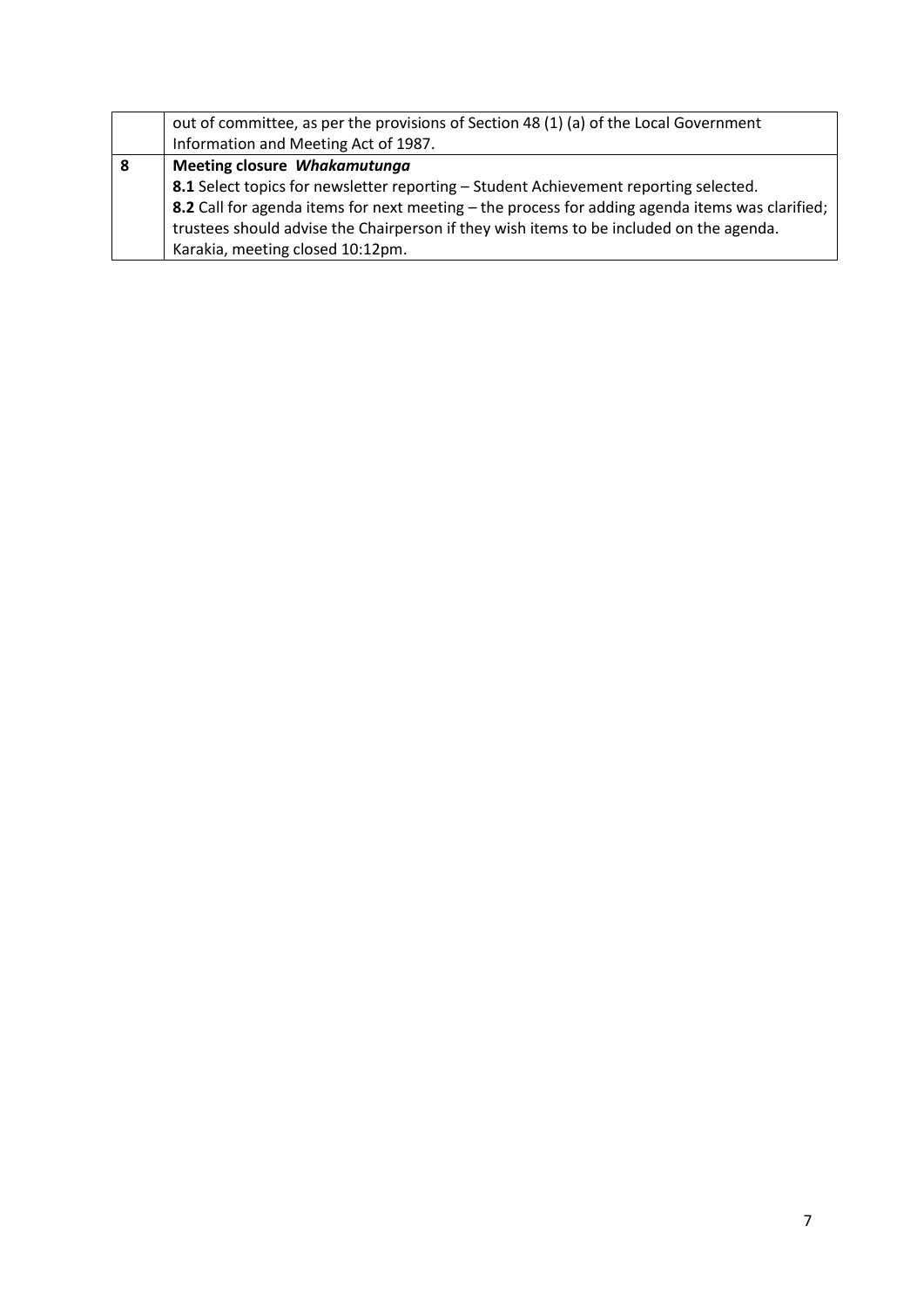| | |
|---|---|
| | out of committee, as per the provisions of Section 48 (1) (a) of the Local Government Information and Meeting Act of 1987. |
| **8** | **Meeting closure** ***Whakamutunga***<br>**8.1** Select topics for newsletter reporting – Student Achievement reporting selected.<br>**8.2** Call for agenda items for next meeting – the process for adding agenda items was clarified; trustees should advise the Chairperson if they wish items to be included on the agenda.<br>Karakia, meeting closed 10:12pm. |